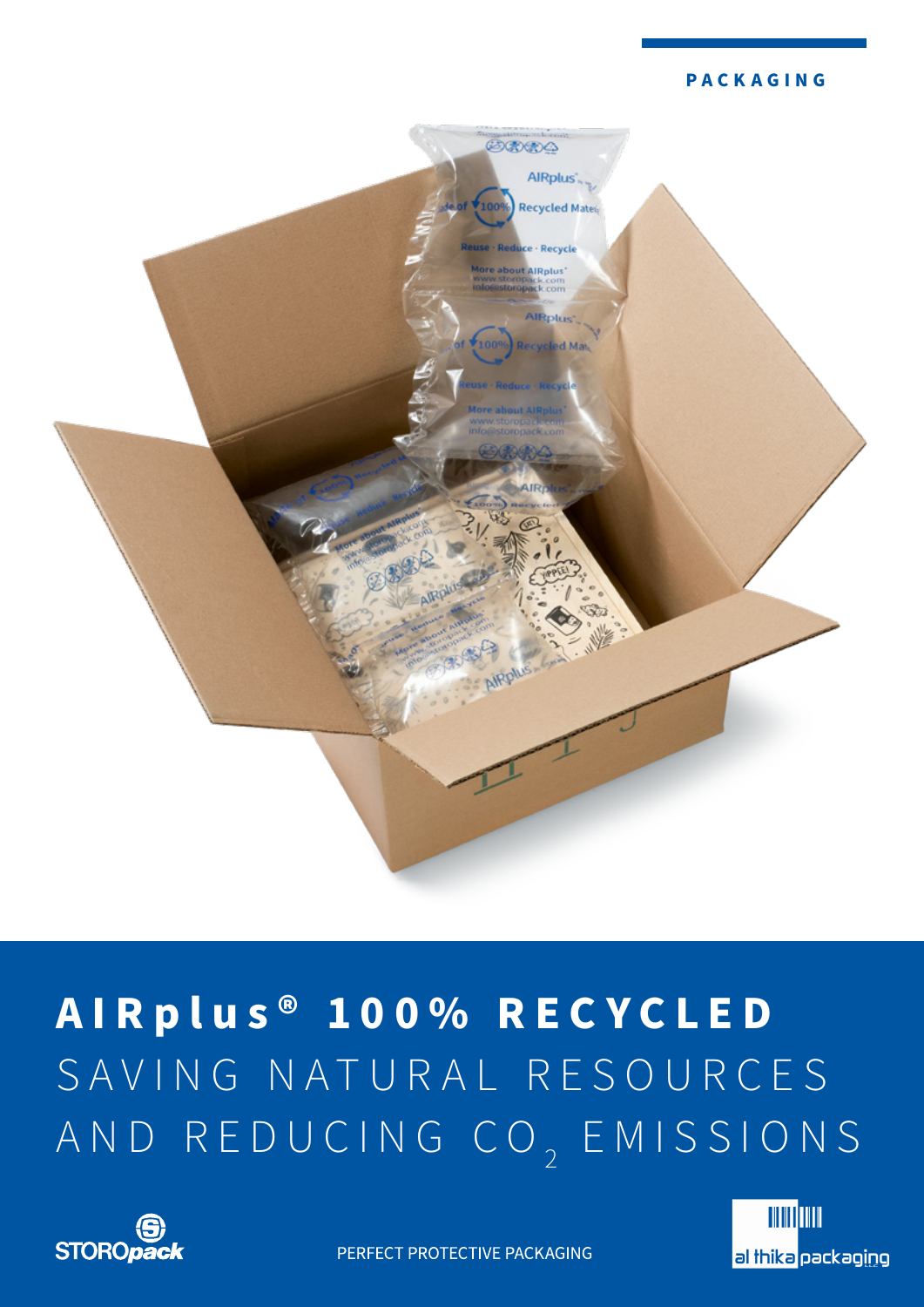PACKAGING

# AIRplus® 100% RECYCLED

## SAVING NATURAL RESOURCES AND REDUCING $CO_2$ EMISSIONS

STOROpack

PERFECT PROTECTIVE PACKAGING

al thika packaging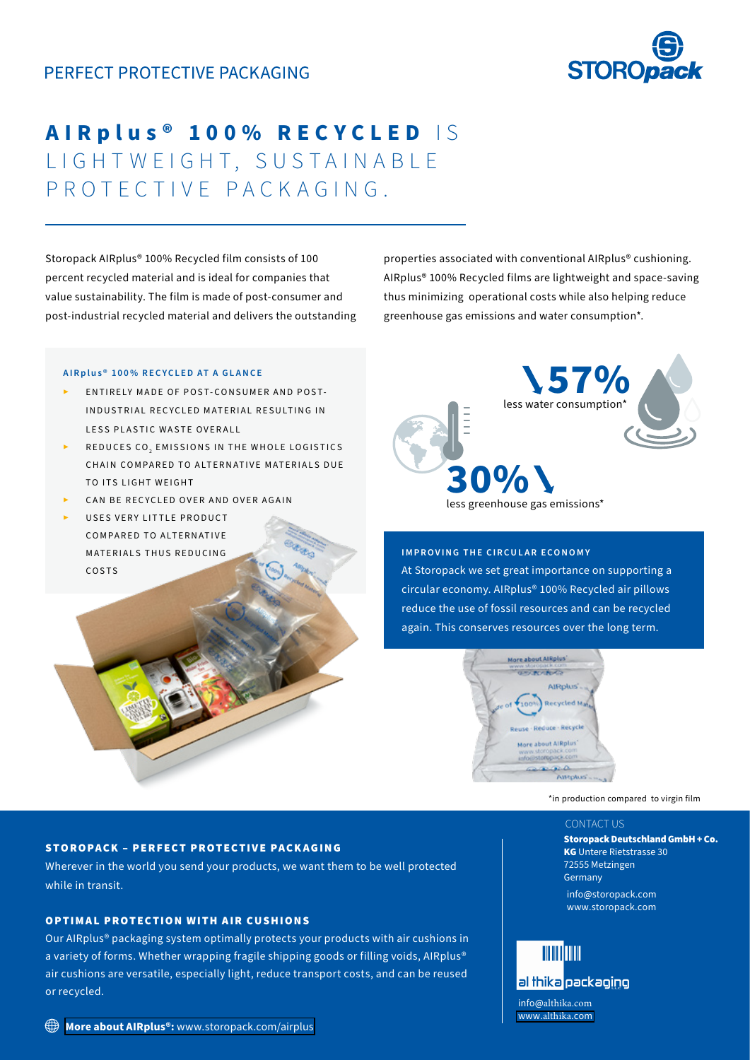PERFECT PROTECTIVE PACKAGING

# AIRplus® 100% RECYCLED IS LIGHTWEIGHT, SUSTAINABLE PROTECTIVE PACKAGING.

Storopack AIRplus® 100% Recycled film consists of 100 percent recycled material and is ideal for companies that value sustainability. The film is made of post-consumer and post-industrial recycled material and delivers the outstanding properties associated with conventional AIRplus® cushioning. AIRplus® 100% Recycled films are lightweight and space-saving thus minimizing operational costs while also helping reduce greenhouse gas emissions and water consumption*.

### AIRplus® 100% RECYCLED AT A GLANCE

- ENTIRELY MADE OF POST-CONSUMER AND POST-INDUSTRIAL RECYCLED MATERIAL RESULTING IN LESS PLASTIC WASTE OVERALL
- REDUCES $CO_2$ EMISSIONS IN THE WHOLE LOGISTICS CHAIN COMPARED TO ALTERNATIVE MATERIALS DUE TO ITS LIGHT WEIGHT
- CAN BE RECYCLED OVER AND OVER AGAIN
- USES VERY LITTLE PRODUCT COMPARED TO ALTERNATIVE MATERIALS THUS REDUCING COSTS

57%
less water consumption*

30%
less greenhouse gas emissions*

### IMPROVING THE CIRCULAR ECONOMY

At Storopack we set great importance on supporting a circular economy. AIRplus® 100% Recycled air pillows reduce the use of fossil resources and can be recycled again. This conserves resources over the long term.

*in production compared to virgin film

### STOROPACK – PERFECT PROTECTIVE PACKAGING

Wherever in the world you send your products, we want them to be well protected while in transit.

### OPTIMAL PROTECTION WITH AIR CUSHIONS

Our AIRplus® packaging system optimally protects your products with air cushions in a variety of forms. Whether wrapping fragile shipping goods or filling voids, AIRplus® air cushions are versatile, especially light, reduce transport costs, and can be reused or recycled.

**More about AIRplus®:** www.storopack.com/airplus

CONTACT US

**Storopack Deutschland GmbH + Co. KG** Untere Rietstrasse 30
72555 Metzingen
Germany

info@storopack.com
www.storopack.com

al thika packaging

info@althika.com
www.althika.com